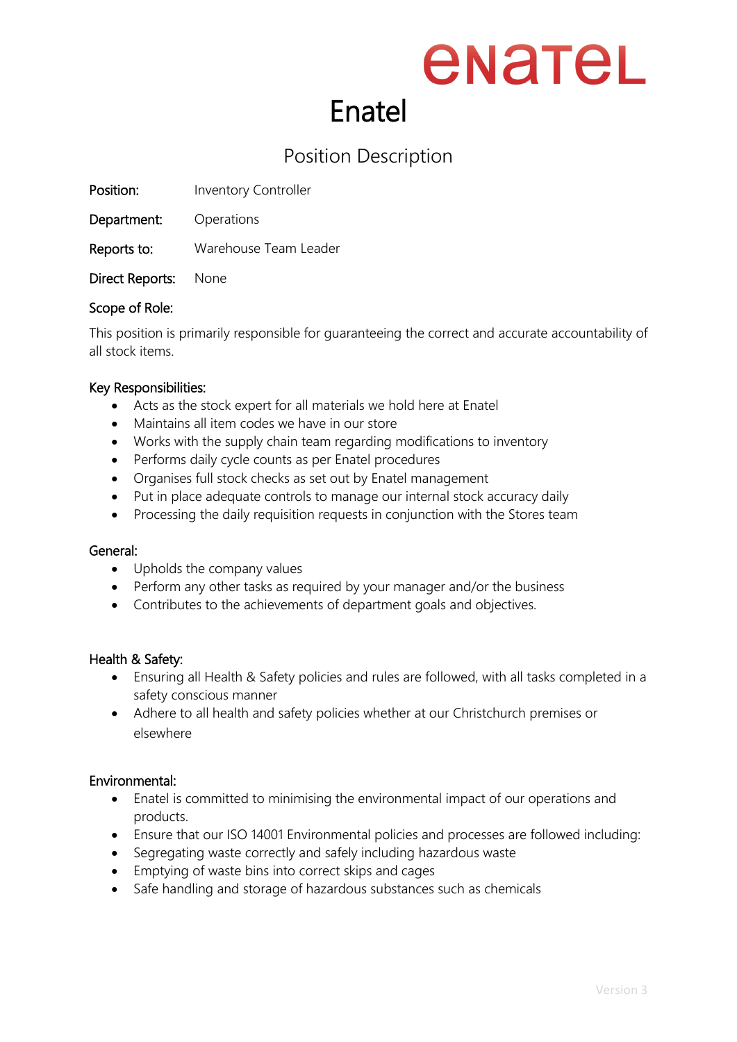# Enatel

## Position Description

**Position:** Inventory Controller

**Department:** Operations

**Reports to:** Warehouse Team Leader

**Direct Reports:** None

**Scope of Role:**

This position is primarily responsible for guaranteeing the correct and accurate accountability of all stock items.

**Key Responsibilities:**

- Acts as the stock expert for all materials we hold here at Enatel
- Maintains all item codes we have in our store
- Works with the supply chain team regarding modifications to inventory
- Performs daily cycle counts as per Enatel procedures
- Organises full stock checks as set out by Enatel management
- Put in place adequate controls to manage our internal stock accuracy daily
- Processing the daily requisition requests in conjunction with the Stores team

**General:**

- Upholds the company values
- Perform any other tasks as required by your manager and/or the business
- Contributes to the achievements of department goals and objectives.

**Health & Safety:**

- Ensuring all Health & Safety policies and rules are followed, with all tasks completed in a safety conscious manner
- Adhere to all health and safety policies whether at our Christchurch premises or elsewhere

**Environmental:**

- Enatel is committed to minimising the environmental impact of our operations and products.
- Ensure that our ISO 14001 Environmental policies and processes are followed including:
- Segregating waste correctly and safely including hazardous waste
- Emptying of waste bins into correct skips and cages
- Safe handling and storage of hazardous substances such as chemicals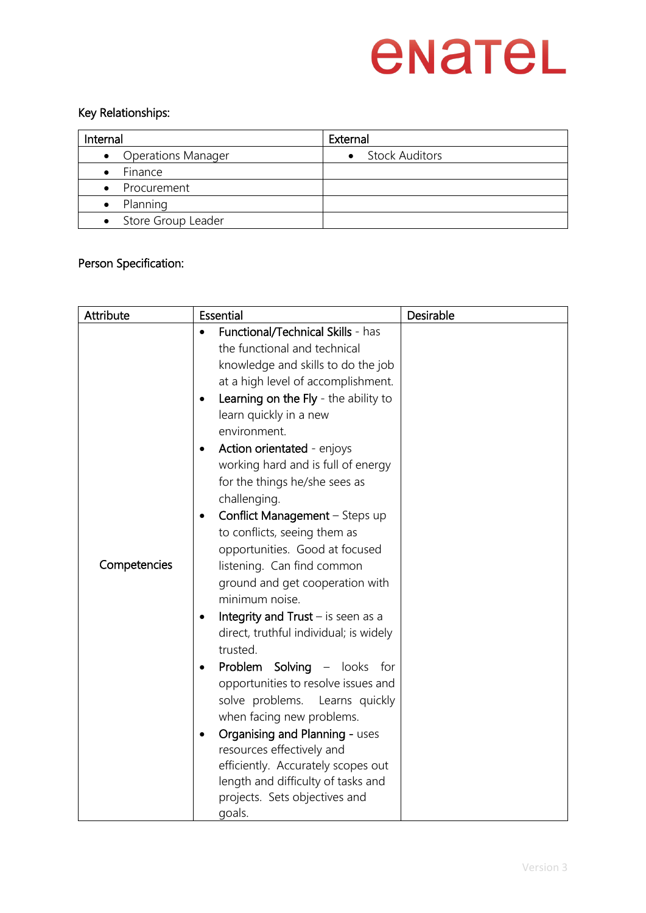Key Relationships:

| Internal | External |
|---|---|
| • Operations Manager | • Stock Auditors |
| • Finance | |
| • Procurement | |
| • Planning | |
| • Store Group Leader | |

Person Specification:

| Attribute | Essential | Desirable |
|---|---|---|
| Competencies | • Functional/Technical Skills - has the functional and technical knowledge and skills to do the job at a high level of accomplishment.<br>• Learning on the Fly - the ability to learn quickly in a new environment.<br>• Action orientated - enjoys working hard and is full of energy for the things he/she sees as challenging.<br>• Conflict Management – Steps up to conflicts, seeing them as opportunities. Good at focused listening. Can find common ground and get cooperation with minimum noise.<br>• Integrity and Trust – is seen as a direct, truthful individual; is widely trusted.<br>• Problem Solving – looks for opportunities to resolve issues and solve problems. Learns quickly when facing new problems.<br>• Organising and Planning - uses resources effectively and efficiently. Accurately scopes out length and difficulty of tasks and projects. Sets objectives and goals. | |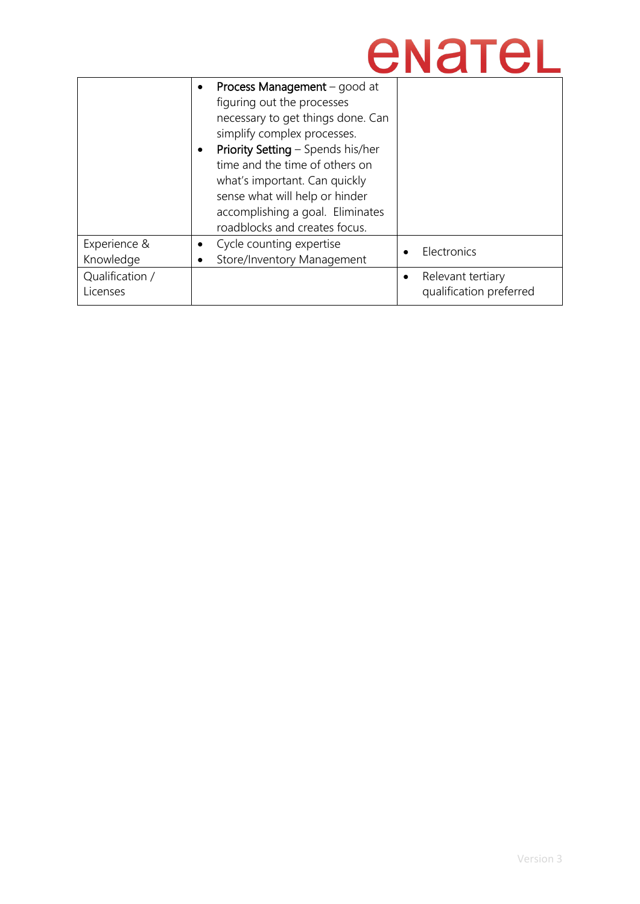| | | |
|---|---|---|
| | • **Process Management** – good at figuring out the processes necessary to get things done. Can simplify complex processes.<br>• **Priority Setting** – Spends his/her time and the time of others on what's important. Can quickly sense what will help or hinder accomplishing a goal. Eliminates roadblocks and creates focus. | |
| Experience & Knowledge | • Cycle counting expertise<br>• Store/Inventory Management | • Electronics |
| Qualification / Licenses | | • Relevant tertiary qualification preferred |